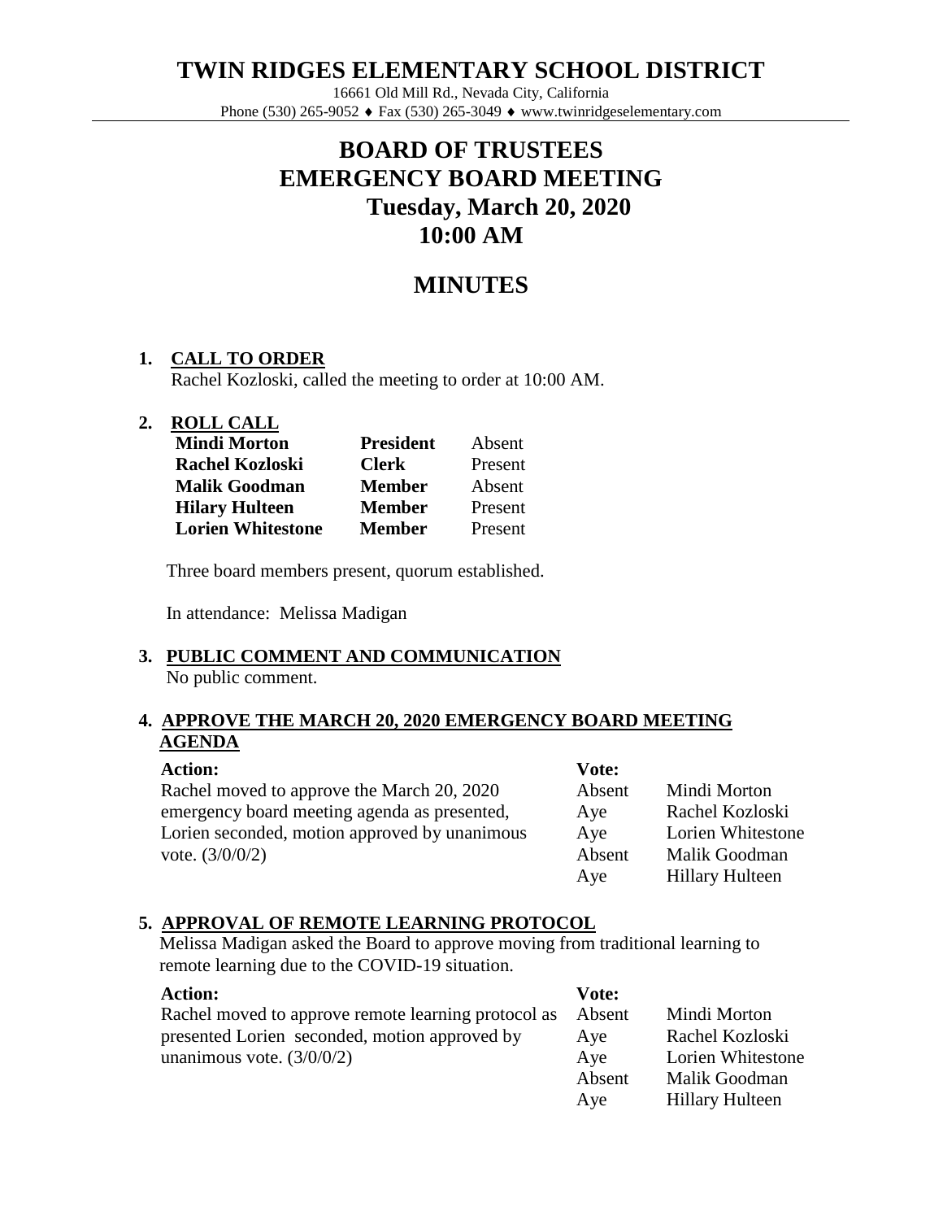# TWIN RIDGES ELEMENTARY SCHOOL DISTRICT

16661 Old Mill Rd., Nevada City, California
Phone (530) 265-9052 ♦ Fax (530) 265-3049 ♦ www.twinridgeselementary.com

## BOARD OF TRUSTEES
## EMERGENCY BOARD MEETING
## Tuesday, March 20, 2020
## 10:00 AM

## MINUTES

**1. CALL TO ORDER**

Rachel Kozloski, called the meeting to order at 10:00 AM.

**2. ROLL CALL**

| | | |
|---|---|---|
| **Mindi Morton** | **President** | Absent |
| **Rachel Kozloski** | **Clerk** | Present |
| **Malik Goodman** | **Member** | Absent |
| **Hilary Hulteen** | **Member** | Present |
| **Lorien Whitestone** | **Member** | Present |

Three board members present, quorum established.

In attendance: Melissa Madigan

**3. PUBLIC COMMENT AND COMMUNICATION**

No public comment.

**4. APPROVE THE MARCH 20, 2020 EMERGENCY BOARD MEETING AGENDA**

**Action:**

Rachel moved to approve the March 20, 2020 emergency board meeting agenda as presented, Lorien seconded, motion approved by unanimous vote. (3/0/0/2)

**Vote:**

| | |
|---|---|
| Absent | Mindi Morton |
| Aye | Rachel Kozloski |
| Aye | Lorien Whitestone |
| Absent | Malik Goodman |
| Aye | Hillary Hulteen |

**5. APPROVAL OF REMOTE LEARNING PROTOCOL**

Melissa Madigan asked the Board to approve moving from traditional learning to remote learning due to the COVID-19 situation.

**Action:**

Rachel moved to approve remote learning protocol as presented Lorien seconded, motion approved by unanimous vote. (3/0/0/2)

**Vote:**

| | |
|---|---|
| Absent | Mindi Morton |
| Aye | Rachel Kozloski |
| Aye | Lorien Whitestone |
| Absent | Malik Goodman |
| Aye | Hillary Hulteen |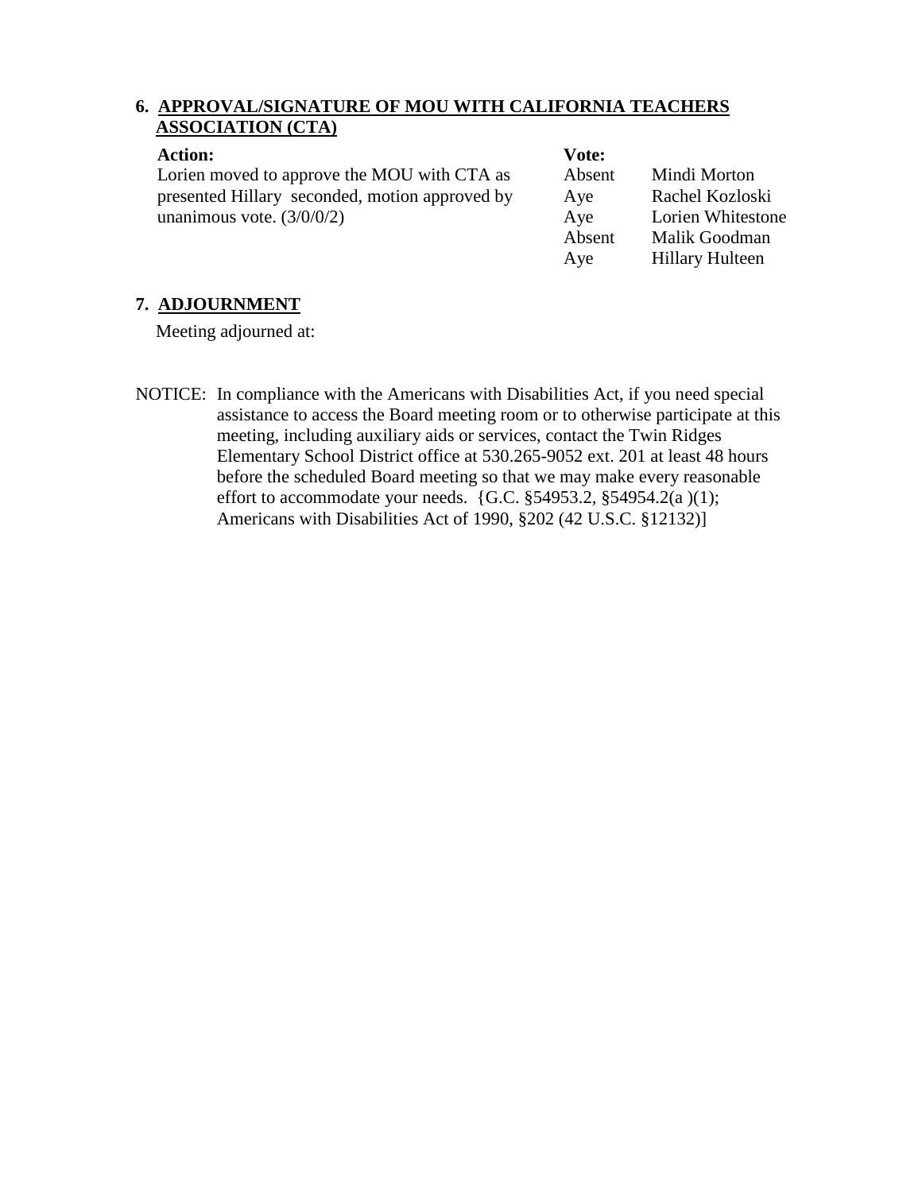**6. APPROVAL/SIGNATURE OF MOU WITH CALIFORNIA TEACHERS ASSOCIATION (CTA)**

**Action:**

Lorien moved to approve the MOU with CTA as presented Hillary seconded, motion approved by unanimous vote. (3/0/0/2)

**Vote:**

| | |
|---|---|
| Absent | Mindi Morton |
| Aye | Rachel Kozloski |
| Aye | Lorien Whitestone |
| Absent | Malik Goodman |
| Aye | Hillary Hulteen |

**7. ADJOURNMENT**

Meeting adjourned at:

NOTICE: In compliance with the Americans with Disabilities Act, if you need special assistance to access the Board meeting room or to otherwise participate at this meeting, including auxiliary aids or services, contact the Twin Ridges Elementary School District office at 530.265-9052 ext. 201 at least 48 hours before the scheduled Board meeting so that we may make every reasonable effort to accommodate your needs. {G.C. §54953.2, §54954.2(a )(1); Americans with Disabilities Act of 1990, §202 (42 U.S.C. §12132)]